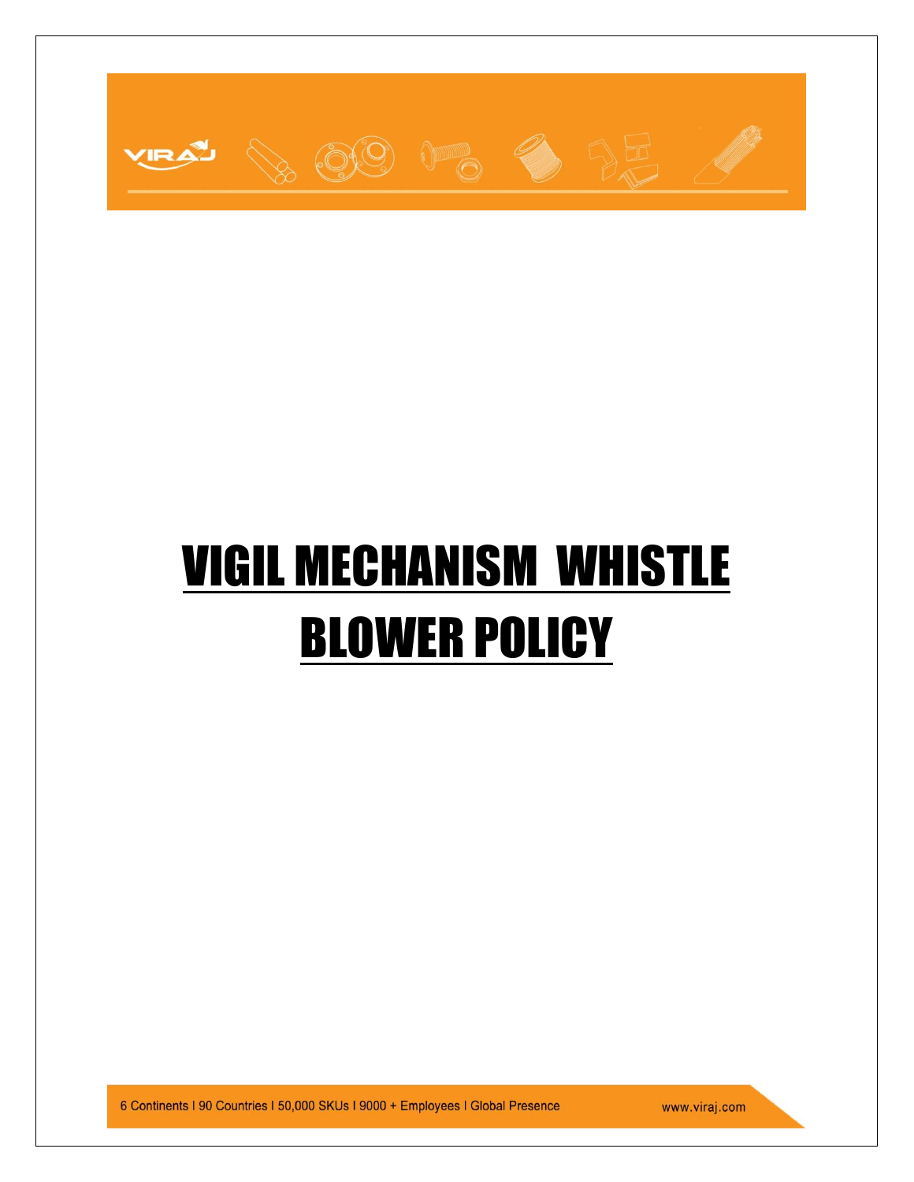# VIGIL MECHANISM WHISTLE BLOWER POLICY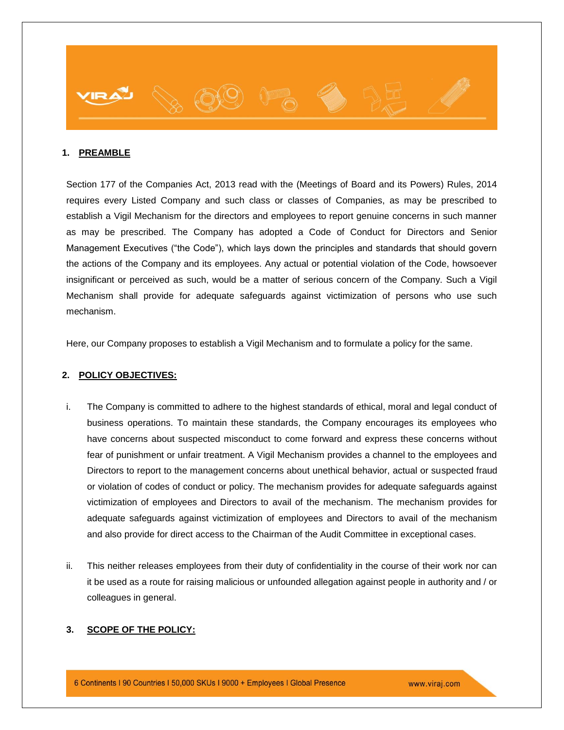## 1. PREAMBLE

Section 177 of the Companies Act, 2013 read with the (Meetings of Board and its Powers) Rules, 2014 requires every Listed Company and such class or classes of Companies, as may be prescribed to establish a Vigil Mechanism for the directors and employees to report genuine concerns in such manner as may be prescribed. The Company has adopted a Code of Conduct for Directors and Senior Management Executives ("the Code"), which lays down the principles and standards that should govern the actions of the Company and its employees. Any actual or potential violation of the Code, howsoever insignificant or perceived as such, would be a matter of serious concern of the Company. Such a Vigil Mechanism shall provide for adequate safeguards against victimization of persons who use such mechanism.

Here, our Company proposes to establish a Vigil Mechanism and to formulate a policy for the same.

## 2. POLICY OBJECTIVES:

i. The Company is committed to adhere to the highest standards of ethical, moral and legal conduct of business operations. To maintain these standards, the Company encourages its employees who have concerns about suspected misconduct to come forward and express these concerns without fear of punishment or unfair treatment. A Vigil Mechanism provides a channel to the employees and Directors to report to the management concerns about unethical behavior, actual or suspected fraud or violation of codes of conduct or policy. The mechanism provides for adequate safeguards against victimization of employees and Directors to avail of the mechanism. The mechanism provides for adequate safeguards against victimization of employees and Directors to avail of the mechanism and also provide for direct access to the Chairman of the Audit Committee in exceptional cases.

ii. This neither releases employees from their duty of confidentiality in the course of their work nor can it be used as a route for raising malicious or unfounded allegation against people in authority and / or colleagues in general.

## 3. SCOPE OF THE POLICY: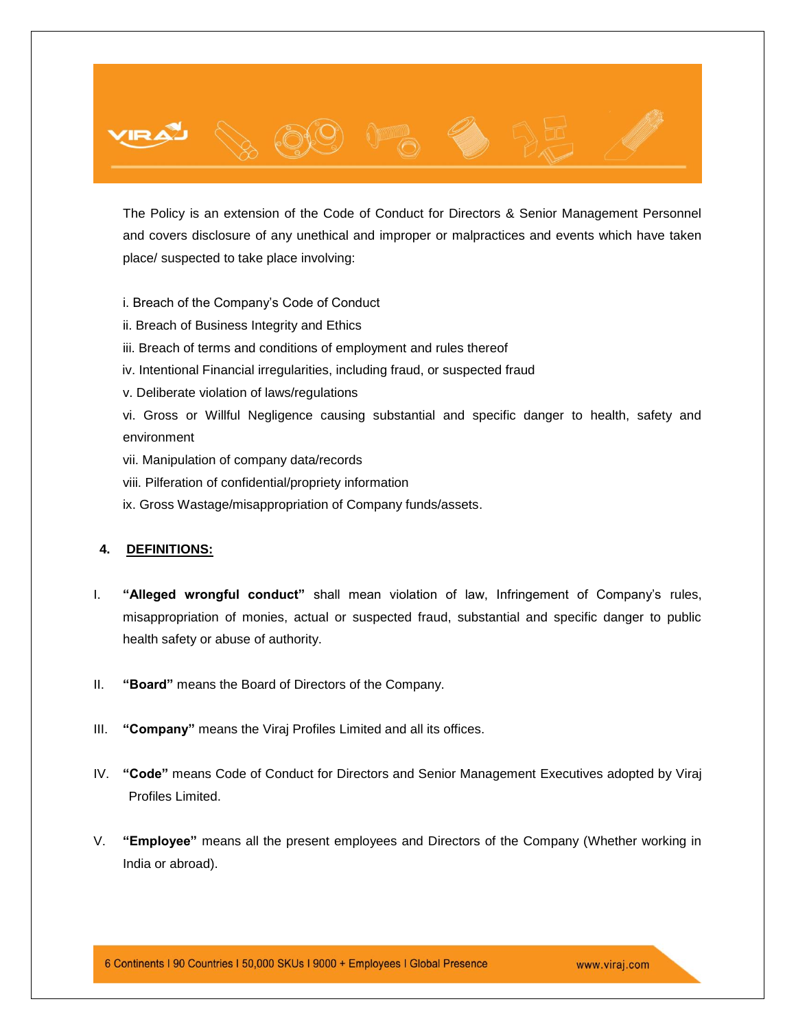The Policy is an extension of the Code of Conduct for Directors & Senior Management Personnel and covers disclosure of any unethical and improper or malpractices and events which have taken place/ suspected to take place involving:

i. Breach of the Company's Code of Conduct

ii. Breach of Business Integrity and Ethics

iii. Breach of terms and conditions of employment and rules thereof

iv. Intentional Financial irregularities, including fraud, or suspected fraud

v. Deliberate violation of laws/regulations

vi. Gross or Willful Negligence causing substantial and specific danger to health, safety and environment

vii. Manipulation of company data/records

viii. Pilferation of confidential/propriety information

ix. Gross Wastage/misappropriation of Company funds/assets.

## 4. DEFINITIONS:

I. **"Alleged wrongful conduct"** shall mean violation of law, Infringement of Company's rules, misappropriation of monies, actual or suspected fraud, substantial and specific danger to public health safety or abuse of authority.

II. **"Board"** means the Board of Directors of the Company.

III. **"Company"** means the Viraj Profiles Limited and all its offices.

IV. **"Code"** means Code of Conduct for Directors and Senior Management Executives adopted by Viraj Profiles Limited.

V. **"Employee"** means all the present employees and Directors of the Company (Whether working in India or abroad).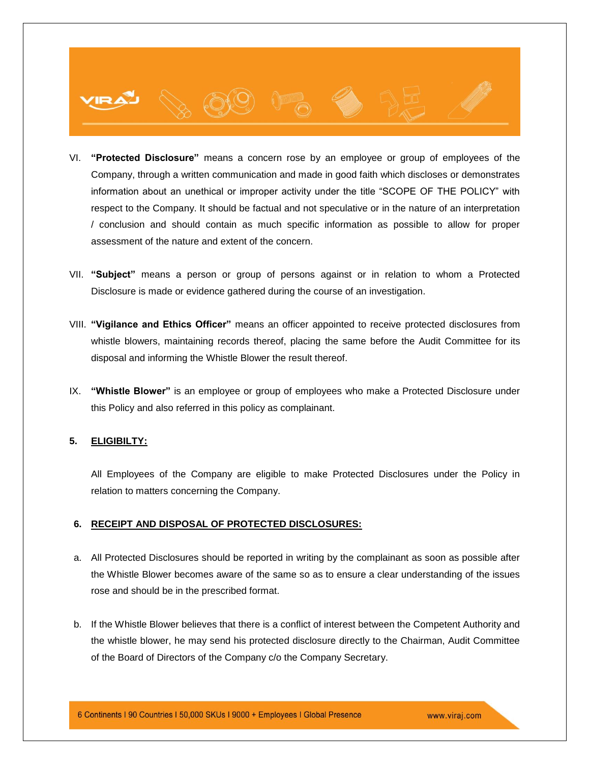VI. **"Protected Disclosure"** means a concern rose by an employee or group of employees of the Company, through a written communication and made in good faith which discloses or demonstrates information about an unethical or improper activity under the title "SCOPE OF THE POLICY" with respect to the Company. It should be factual and not speculative or in the nature of an interpretation / conclusion and should contain as much specific information as possible to allow for proper assessment of the nature and extent of the concern.

VII. **"Subject"** means a person or group of persons against or in relation to whom a Protected Disclosure is made or evidence gathered during the course of an investigation.

VIII. **"Vigilance and Ethics Officer"** means an officer appointed to receive protected disclosures from whistle blowers, maintaining records thereof, placing the same before the Audit Committee for its disposal and informing the Whistle Blower the result thereof.

IX. **"Whistle Blower"** is an employee or group of employees who make a Protected Disclosure under this Policy and also referred in this policy as complainant.

## 5. ELIGIBILTY:

All Employees of the Company are eligible to make Protected Disclosures under the Policy in relation to matters concerning the Company.

## 6. RECEIPT AND DISPOSAL OF PROTECTED DISCLOSURES:

a. All Protected Disclosures should be reported in writing by the complainant as soon as possible after the Whistle Blower becomes aware of the same so as to ensure a clear understanding of the issues rose and should be in the prescribed format.

b. If the Whistle Blower believes that there is a conflict of interest between the Competent Authority and the whistle blower, he may send his protected disclosure directly to the Chairman, Audit Committee of the Board of Directors of the Company c/o the Company Secretary.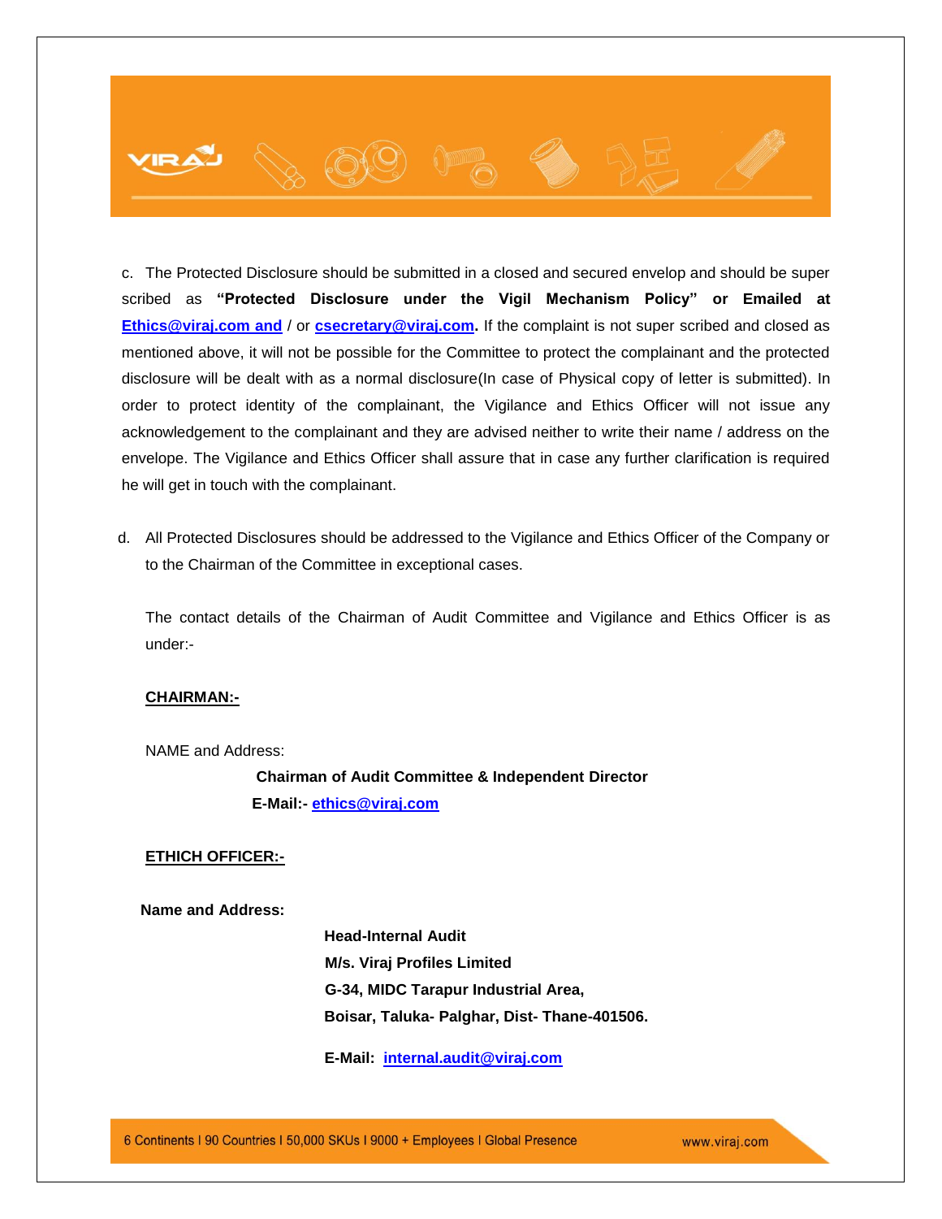c. The Protected Disclosure should be submitted in a closed and secured envelop and should be super scribed as **"Protected Disclosure under the Vigil Mechanism Policy" or Emailed at Ethics@viraj.com and** / or **csecretary@viraj.com.** If the complaint is not super scribed and closed as mentioned above, it will not be possible for the Committee to protect the complainant and the protected disclosure will be dealt with as a normal disclosure(In case of Physical copy of letter is submitted). In order to protect identity of the complainant, the Vigilance and Ethics Officer will not issue any acknowledgement to the complainant and they are advised neither to write their name / address on the envelope. The Vigilance and Ethics Officer shall assure that in case any further clarification is required he will get in touch with the complainant.

d. All Protected Disclosures should be addressed to the Vigilance and Ethics Officer of the Company or to the Chairman of the Committee in exceptional cases.

The contact details of the Chairman of Audit Committee and Vigilance and Ethics Officer is as under:-

**CHAIRMAN:-**

NAME and Address:

**Chairman of Audit Committee & Independent Director**
**E-Mail:- ethics@viraj.com**

**ETHICH OFFICER:-**

**Name and Address:**

**Head-Internal Audit**
**M/s. Viraj Profiles Limited**
**G-34, MIDC Tarapur Industrial Area,**
**Boisar, Taluka- Palghar, Dist- Thane-401506.**

**E-Mail: internal.audit@viraj.com**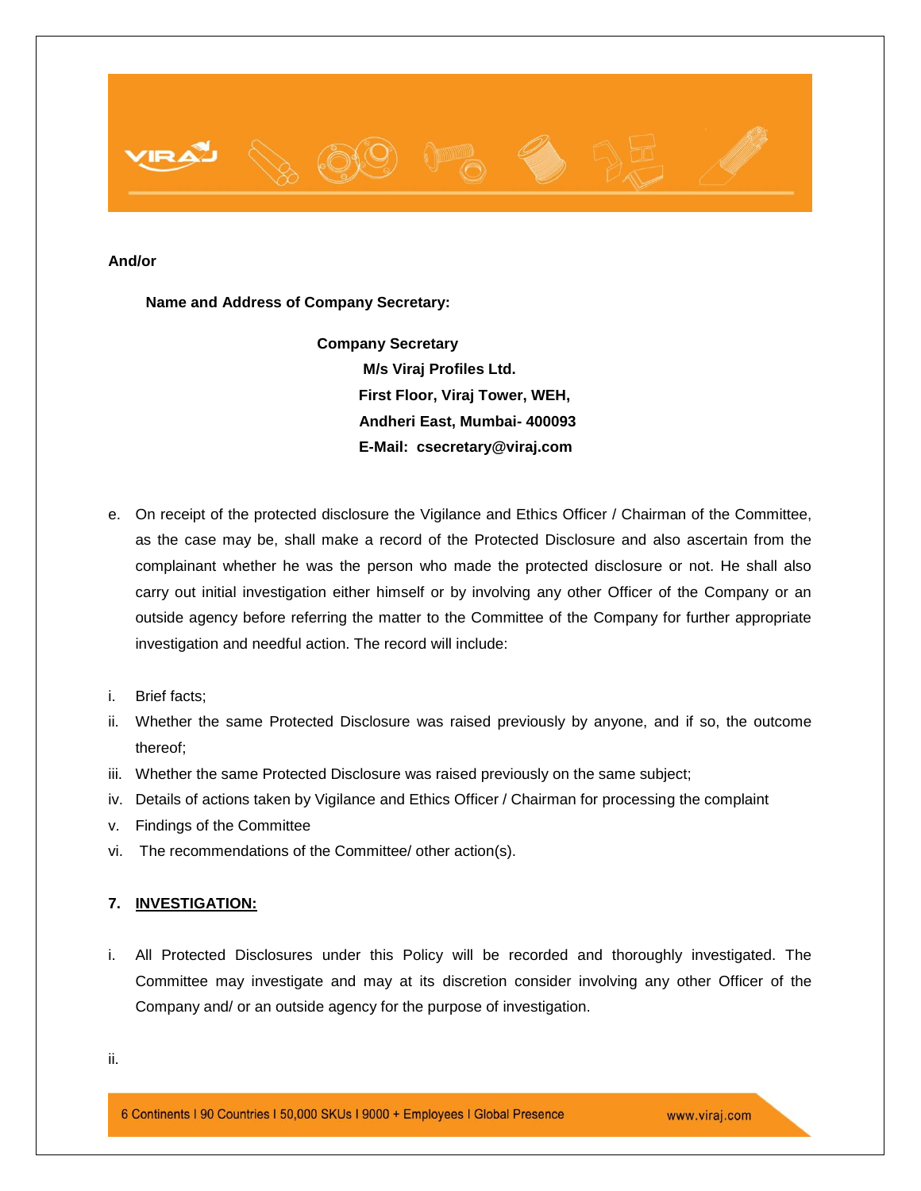**And/or**

**Name and Address of Company Secretary:**

**Company Secretary**
**M/s Viraj Profiles Ltd.**
**First Floor, Viraj Tower, WEH,**
**Andheri East, Mumbai- 400093**
**E-Mail: csecretary@viraj.com**

e. On receipt of the protected disclosure the Vigilance and Ethics Officer / Chairman of the Committee, as the case may be, shall make a record of the Protected Disclosure and also ascertain from the complainant whether he was the person who made the protected disclosure or not. He shall also carry out initial investigation either himself or by involving any other Officer of the Company or an outside agency before referring the matter to the Committee of the Company for further appropriate investigation and needful action. The record will include:

i. Brief facts;
ii. Whether the same Protected Disclosure was raised previously by anyone, and if so, the outcome thereof;
iii. Whether the same Protected Disclosure was raised previously on the same subject;
iv. Details of actions taken by Vigilance and Ethics Officer / Chairman for processing the complaint
v. Findings of the Committee
vi. The recommendations of the Committee/ other action(s).

## 7. INVESTIGATION:

i. All Protected Disclosures under this Policy will be recorded and thoroughly investigated. The Committee may investigate and may at its discretion consider involving any other Officer of the Company and/ or an outside agency for the purpose of investigation.

ii.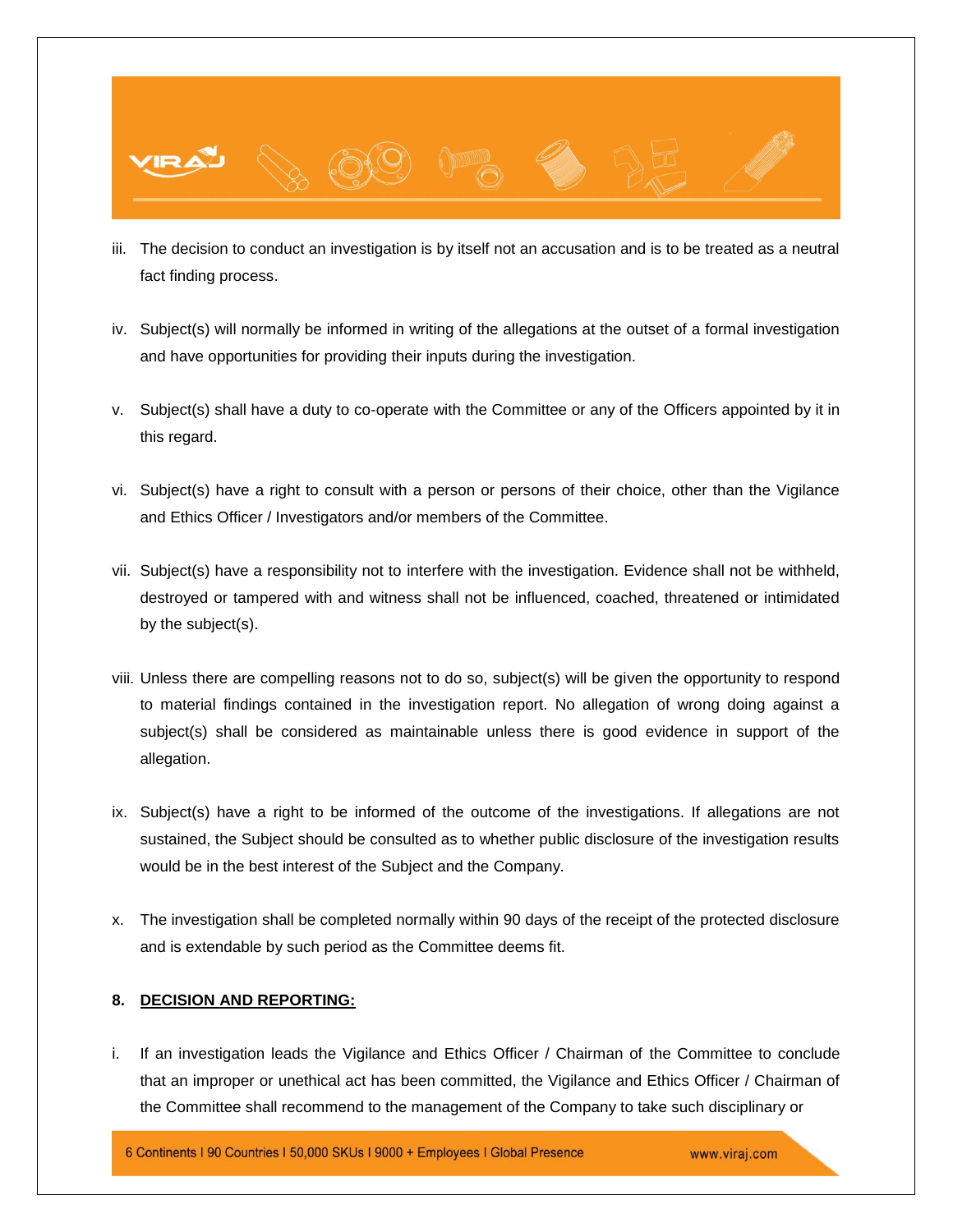iii. The decision to conduct an investigation is by itself not an accusation and is to be treated as a neutral fact finding process.

iv. Subject(s) will normally be informed in writing of the allegations at the outset of a formal investigation and have opportunities for providing their inputs during the investigation.

v. Subject(s) shall have a duty to co-operate with the Committee or any of the Officers appointed by it in this regard.

vi. Subject(s) have a right to consult with a person or persons of their choice, other than the Vigilance and Ethics Officer / Investigators and/or members of the Committee.

vii. Subject(s) have a responsibility not to interfere with the investigation. Evidence shall not be withheld, destroyed or tampered with and witness shall not be influenced, coached, threatened or intimidated by the subject(s).

viii. Unless there are compelling reasons not to do so, subject(s) will be given the opportunity to respond to material findings contained in the investigation report. No allegation of wrong doing against a subject(s) shall be considered as maintainable unless there is good evidence in support of the allegation.

ix. Subject(s) have a right to be informed of the outcome of the investigations. If allegations are not sustained, the Subject should be consulted as to whether public disclosure of the investigation results would be in the best interest of the Subject and the Company.

x. The investigation shall be completed normally within 90 days of the receipt of the protected disclosure and is extendable by such period as the Committee deems fit.

## 8. DECISION AND REPORTING:

i. If an investigation leads the Vigilance and Ethics Officer / Chairman of the Committee to conclude that an improper or unethical act has been committed, the Vigilance and Ethics Officer / Chairman of the Committee shall recommend to the management of the Company to take such disciplinary or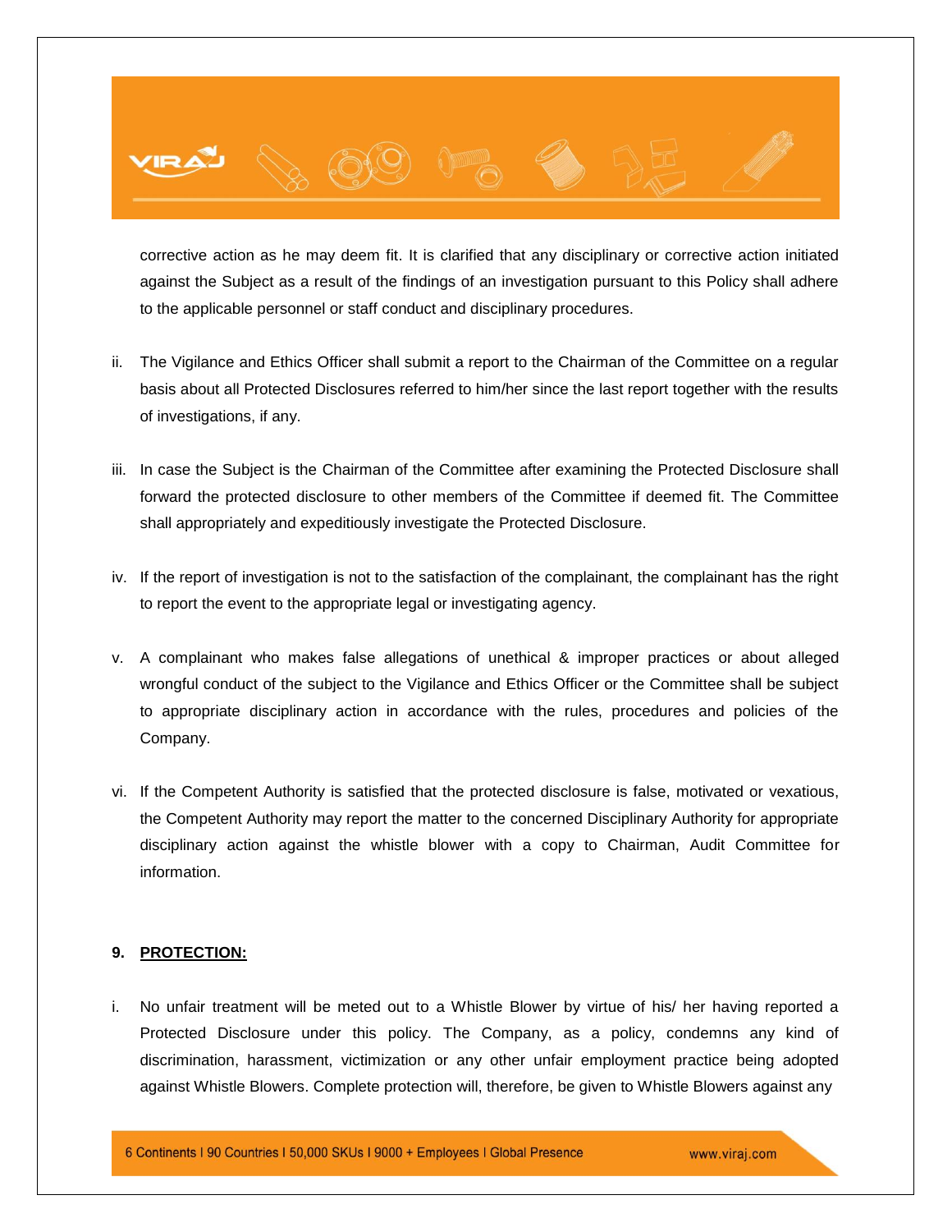corrective action as he may deem fit. It is clarified that any disciplinary or corrective action initiated against the Subject as a result of the findings of an investigation pursuant to this Policy shall adhere to the applicable personnel or staff conduct and disciplinary procedures.

ii. The Vigilance and Ethics Officer shall submit a report to the Chairman of the Committee on a regular basis about all Protected Disclosures referred to him/her since the last report together with the results of investigations, if any.

iii. In case the Subject is the Chairman of the Committee after examining the Protected Disclosure shall forward the protected disclosure to other members of the Committee if deemed fit. The Committee shall appropriately and expeditiously investigate the Protected Disclosure.

iv. If the report of investigation is not to the satisfaction of the complainant, the complainant has the right to report the event to the appropriate legal or investigating agency.

v. A complainant who makes false allegations of unethical & improper practices or about alleged wrongful conduct of the subject to the Vigilance and Ethics Officer or the Committee shall be subject to appropriate disciplinary action in accordance with the rules, procedures and policies of the Company.

vi. If the Competent Authority is satisfied that the protected disclosure is false, motivated or vexatious, the Competent Authority may report the matter to the concerned Disciplinary Authority for appropriate disciplinary action against the whistle blower with a copy to Chairman, Audit Committee for information.

## 9. <u>PROTECTION:</u>

i. No unfair treatment will be meted out to a Whistle Blower by virtue of his/ her having reported a Protected Disclosure under this policy. The Company, as a policy, condemns any kind of discrimination, harassment, victimization or any other unfair employment practice being adopted against Whistle Blowers. Complete protection will, therefore, be given to Whistle Blowers against any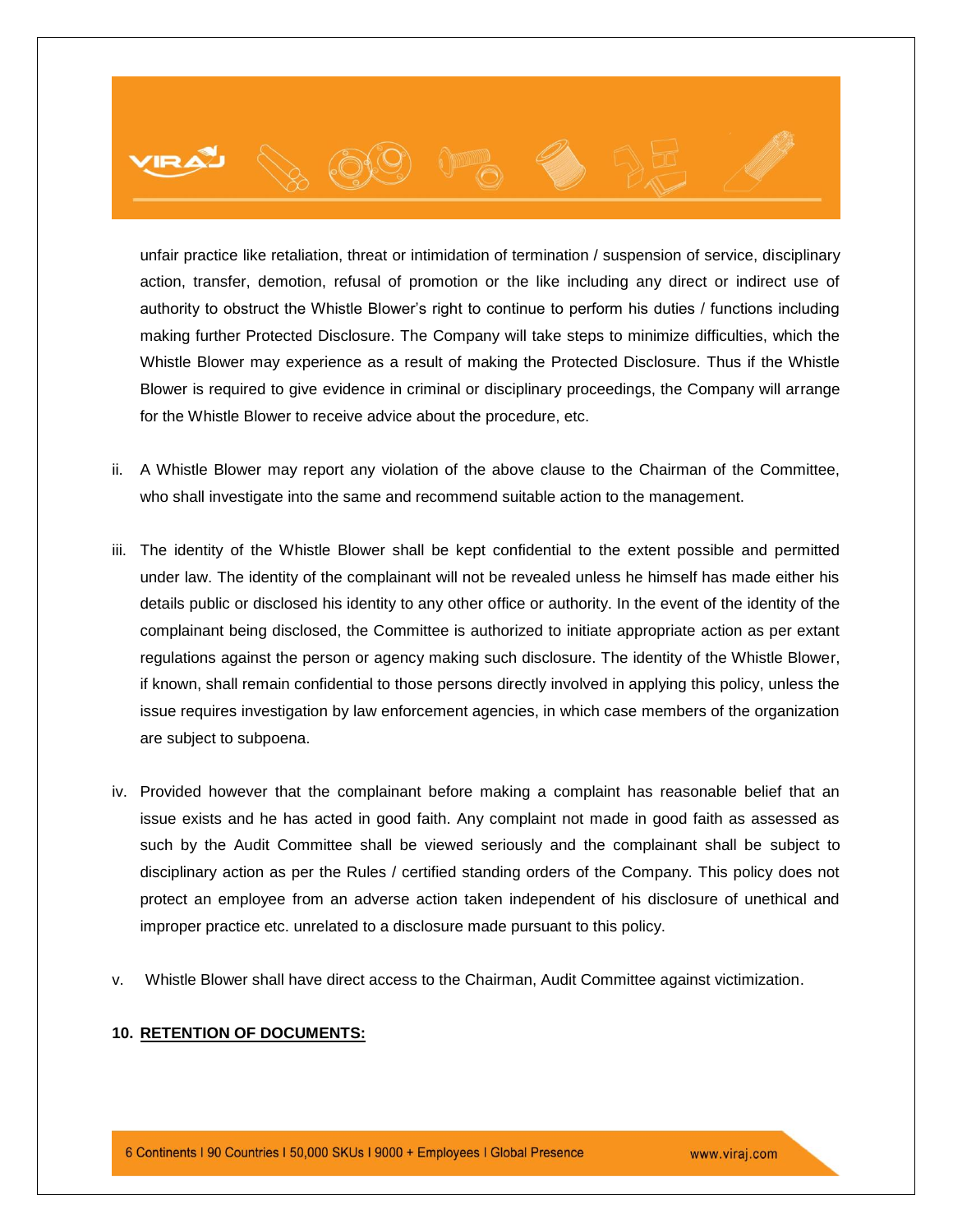unfair practice like retaliation, threat or intimidation of termination / suspension of service, disciplinary action, transfer, demotion, refusal of promotion or the like including any direct or indirect use of authority to obstruct the Whistle Blower's right to continue to perform his duties / functions including making further Protected Disclosure. The Company will take steps to minimize difficulties, which the Whistle Blower may experience as a result of making the Protected Disclosure. Thus if the Whistle Blower is required to give evidence in criminal or disciplinary proceedings, the Company will arrange for the Whistle Blower to receive advice about the procedure, etc.

ii. A Whistle Blower may report any violation of the above clause to the Chairman of the Committee, who shall investigate into the same and recommend suitable action to the management.

iii. The identity of the Whistle Blower shall be kept confidential to the extent possible and permitted under law. The identity of the complainant will not be revealed unless he himself has made either his details public or disclosed his identity to any other office or authority. In the event of the identity of the complainant being disclosed, the Committee is authorized to initiate appropriate action as per extant regulations against the person or agency making such disclosure. The identity of the Whistle Blower, if known, shall remain confidential to those persons directly involved in applying this policy, unless the issue requires investigation by law enforcement agencies, in which case members of the organization are subject to subpoena.

iv. Provided however that the complainant before making a complaint has reasonable belief that an issue exists and he has acted in good faith. Any complaint not made in good faith as assessed as such by the Audit Committee shall be viewed seriously and the complainant shall be subject to disciplinary action as per the Rules / certified standing orders of the Company. This policy does not protect an employee from an adverse action taken independent of his disclosure of unethical and improper practice etc. unrelated to a disclosure made pursuant to this policy.

v. Whistle Blower shall have direct access to the Chairman, Audit Committee against victimization.

## 10. RETENTION OF DOCUMENTS: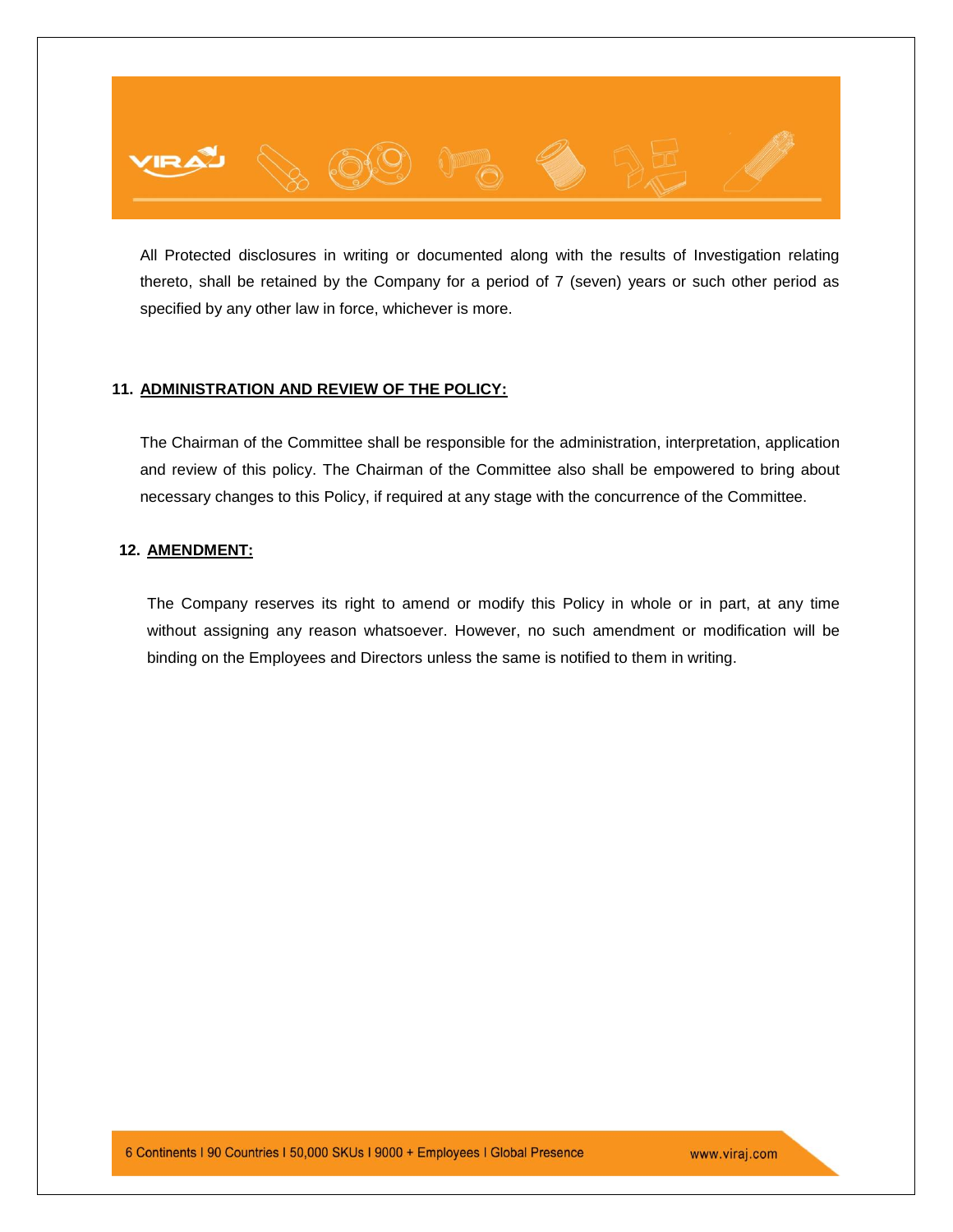All Protected disclosures in writing or documented along with the results of Investigation relating thereto, shall be retained by the Company for a period of 7 (seven) years or such other period as specified by any other law in force, whichever is more.

## 11. ADMINISTRATION AND REVIEW OF THE POLICY:

The Chairman of the Committee shall be responsible for the administration, interpretation, application and review of this policy. The Chairman of the Committee also shall be empowered to bring about necessary changes to this Policy, if required at any stage with the concurrence of the Committee.

## 12. AMENDMENT:

The Company reserves its right to amend or modify this Policy in whole or in part, at any time without assigning any reason whatsoever. However, no such amendment or modification will be binding on the Employees and Directors unless the same is notified to them in writing.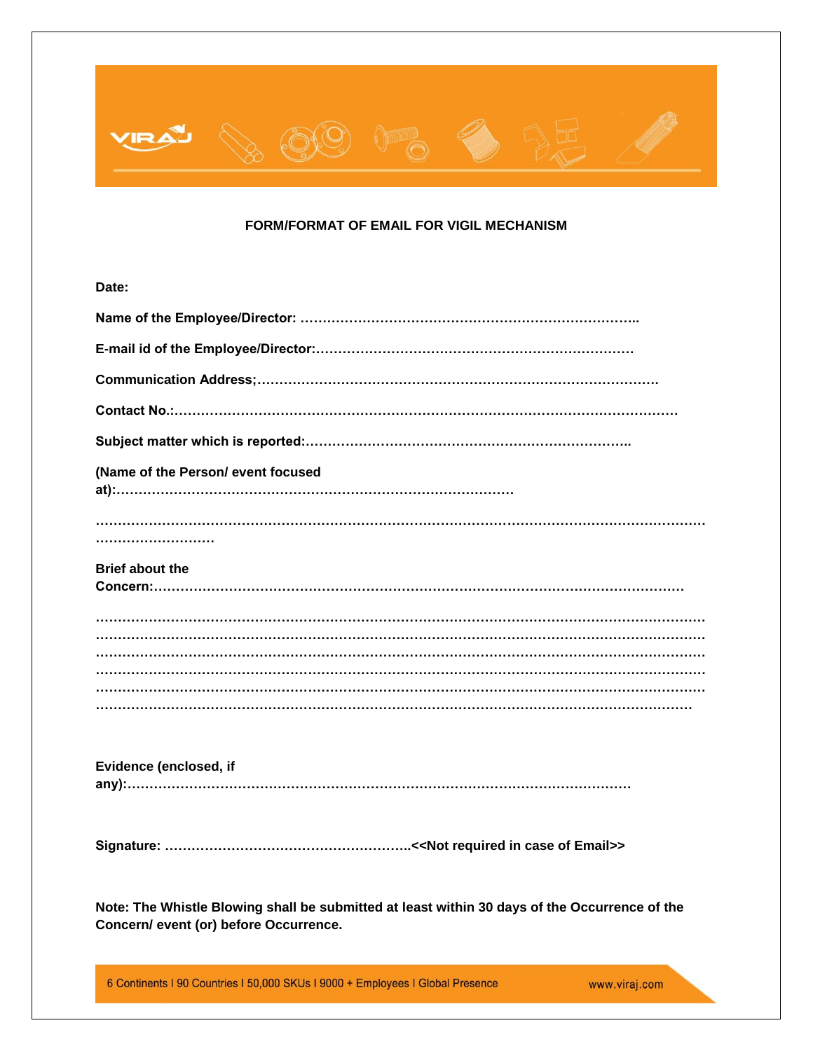**FORM/FORMAT OF EMAIL FOR VIGIL MECHANISM**

**Date:**

**Name of the Employee/Director: …………………………………………………………………..**

**E-mail id of the Employee/Director:………………………………………………………………**

**Communication Address;………………………………………………………………………………**

**Contact No.:……………………………………………………………………………………………………**

**Subject matter which is reported:…………………………………………………………………..**

**(Name of the Person/ event focused at):………………………………………………………………………………**

**…………………………………………………………………………………………………………………………………………………………………………**

**Brief about the Concern:…………………………………………………………………………………………………………**

**…………………………………………………………………………………………………………………………………………………………………………………………………………………………………………………………………………………………………………………………………………………………………………………………………………………………………………………………………………………………………………………………………………………………………………………………………………………………………………………………………………………**

**Evidence (enclosed, if any):…………………………………………………………………………………………………**

**Signature: ………………………………………………..<<Not required in case of Email>>**

**Note: The Whistle Blowing shall be submitted at least within 30 days of the Occurrence of the Concern/ event (or) before Occurrence.**